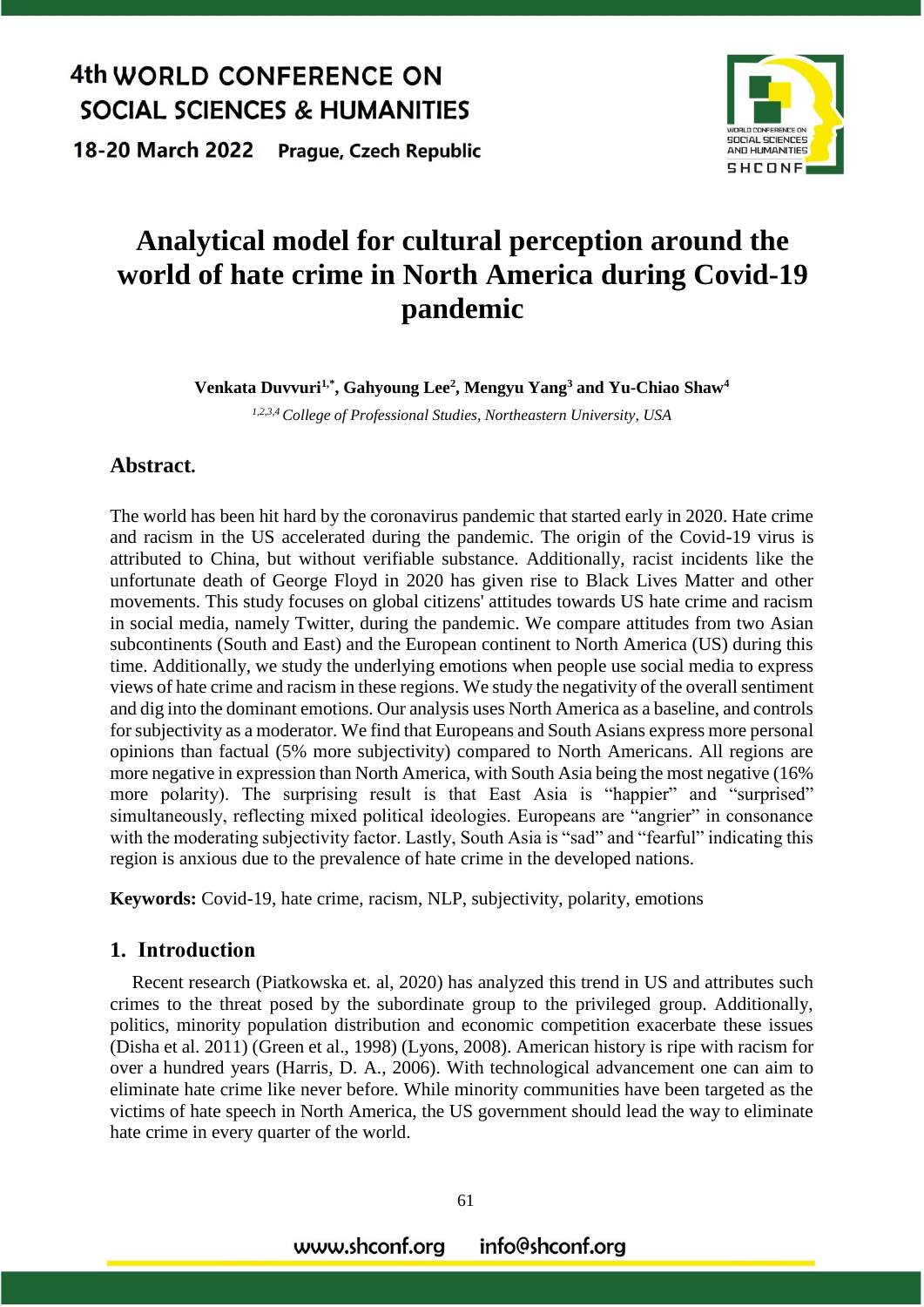# Analytical model for cultural perception around the world of hate crime in North America during Covid-19 pandemic

**Venkata Duvvuri[1,*], Gahyoung Lee[2], Mengyu Yang[3] and Yu-Chiao Shaw[4]**

[1,2,3,4] *College of Professional Studies, Northeastern University, USA*

## Abstract.

The world has been hit hard by the coronavirus pandemic that started early in 2020. Hate crime and racism in the US accelerated during the pandemic. The origin of the Covid-19 virus is attributed to China, but without verifiable substance. Additionally, racist incidents like the unfortunate death of George Floyd in 2020 has given rise to Black Lives Matter and other movements. This study focuses on global citizens' attitudes towards US hate crime and racism in social media, namely Twitter, during the pandemic. We compare attitudes from two Asian subcontinents (South and East) and the European continent to North America (US) during this time. Additionally, we study the underlying emotions when people use social media to express views of hate crime and racism in these regions. We study the negativity of the overall sentiment and dig into the dominant emotions. Our analysis uses North America as a baseline, and controls for subjectivity as a moderator. We find that Europeans and South Asians express more personal opinions than factual (5% more subjectivity) compared to North Americans. All regions are more negative in expression than North America, with South Asia being the most negative (16% more polarity). The surprising result is that East Asia is "happier" and "surprised" simultaneously, reflecting mixed political ideologies. Europeans are "angrier" in consonance with the moderating subjectivity factor. Lastly, South Asia is "sad" and "fearful" indicating this region is anxious due to the prevalence of hate crime in the developed nations.

**Keywords:** Covid-19, hate crime, racism, NLP, subjectivity, polarity, emotions

## 1. Introduction

Recent research (Piatkowska et. al, 2020) has analyzed this trend in US and attributes such crimes to the threat posed by the subordinate group to the privileged group. Additionally, politics, minority population distribution and economic competition exacerbate these issues (Disha et al. 2011) (Green et al., 1998) (Lyons, 2008). American history is ripe with racism for over a hundred years (Harris, D. A., 2006). With technological advancement one can aim to eliminate hate crime like never before. While minority communities have been targeted as the victims of hate speech in North America, the US government should lead the way to eliminate hate crime in every quarter of the world.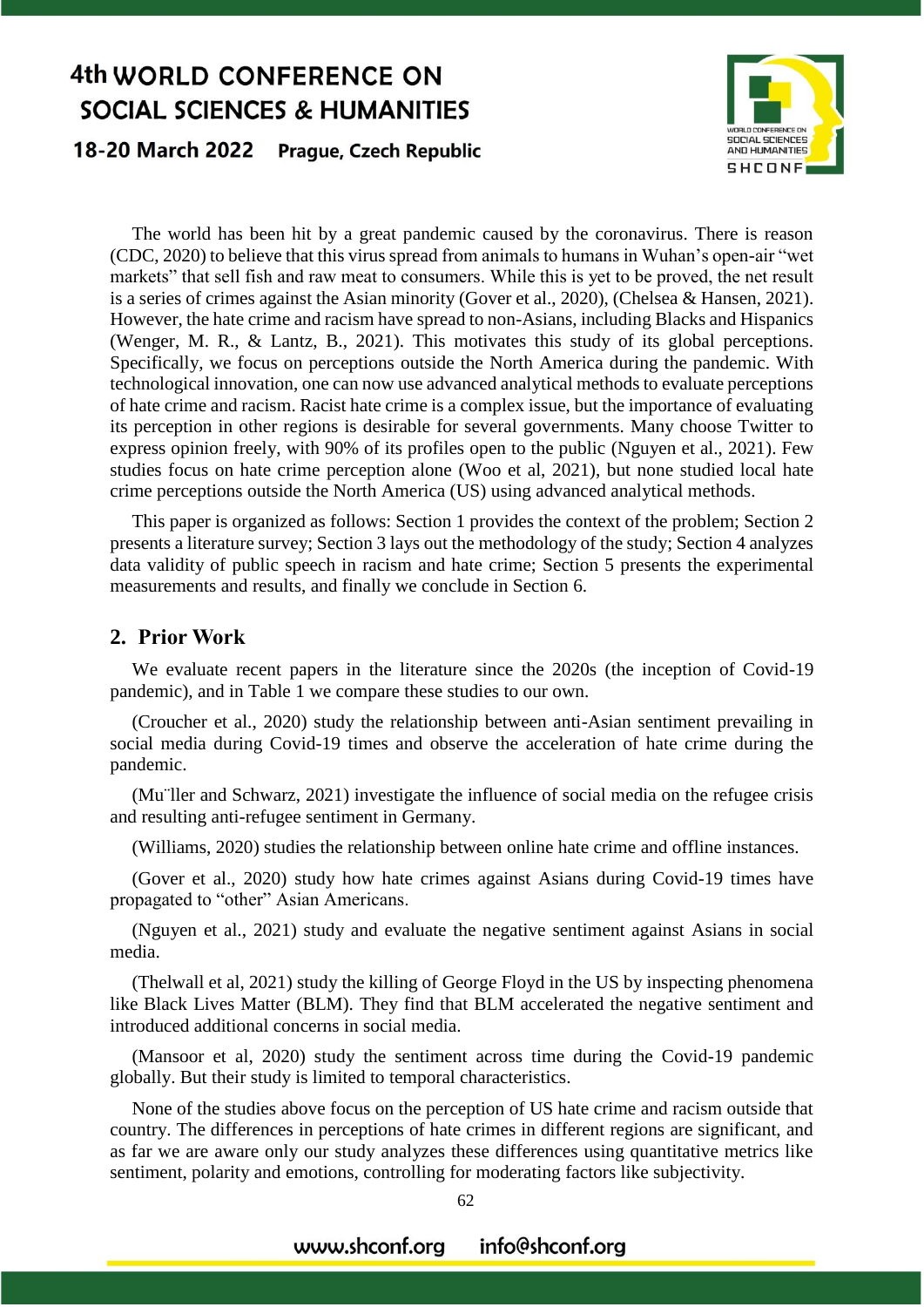The world has been hit by a great pandemic caused by the coronavirus. There is reason (CDC, 2020) to believe that this virus spread from animals to humans in Wuhan's open-air "wet markets" that sell fish and raw meat to consumers. While this is yet to be proved, the net result is a series of crimes against the Asian minority (Gover et al., 2020), (Chelsea & Hansen, 2021). However, the hate crime and racism have spread to non-Asians, including Blacks and Hispanics (Wenger, M. R., & Lantz, B., 2021). This motivates this study of its global perceptions. Specifically, we focus on perceptions outside the North America during the pandemic. With technological innovation, one can now use advanced analytical methods to evaluate perceptions of hate crime and racism. Racist hate crime is a complex issue, but the importance of evaluating its perception in other regions is desirable for several governments. Many choose Twitter to express opinion freely, with 90% of its profiles open to the public (Nguyen et al., 2021). Few studies focus on hate crime perception alone (Woo et al, 2021), but none studied local hate crime perceptions outside the North America (US) using advanced analytical methods.

This paper is organized as follows: Section 1 provides the context of the problem; Section 2 presents a literature survey; Section 3 lays out the methodology of the study; Section 4 analyzes data validity of public speech in racism and hate crime; Section 5 presents the experimental measurements and results, and finally we conclude in Section 6.

## 2. Prior Work

We evaluate recent papers in the literature since the 2020s (the inception of Covid-19 pandemic), and in Table 1 we compare these studies to our own.

(Croucher et al., 2020) study the relationship between anti-Asian sentiment prevailing in social media during Covid-19 times and observe the acceleration of hate crime during the pandemic.

(Mu¨ller and Schwarz, 2021) investigate the influence of social media on the refugee crisis and resulting anti-refugee sentiment in Germany.

(Williams, 2020) studies the relationship between online hate crime and offline instances.

(Gover et al., 2020) study how hate crimes against Asians during Covid-19 times have propagated to "other" Asian Americans.

(Nguyen et al., 2021) study and evaluate the negative sentiment against Asians in social media.

(Thelwall et al, 2021) study the killing of George Floyd in the US by inspecting phenomena like Black Lives Matter (BLM). They find that BLM accelerated the negative sentiment and introduced additional concerns in social media.

(Mansoor et al, 2020) study the sentiment across time during the Covid-19 pandemic globally. But their study is limited to temporal characteristics.

None of the studies above focus on the perception of US hate crime and racism outside that country. The differences in perceptions of hate crimes in different regions are significant, and as far we are aware only our study analyzes these differences using quantitative metrics like sentiment, polarity and emotions, controlling for moderating factors like subjectivity.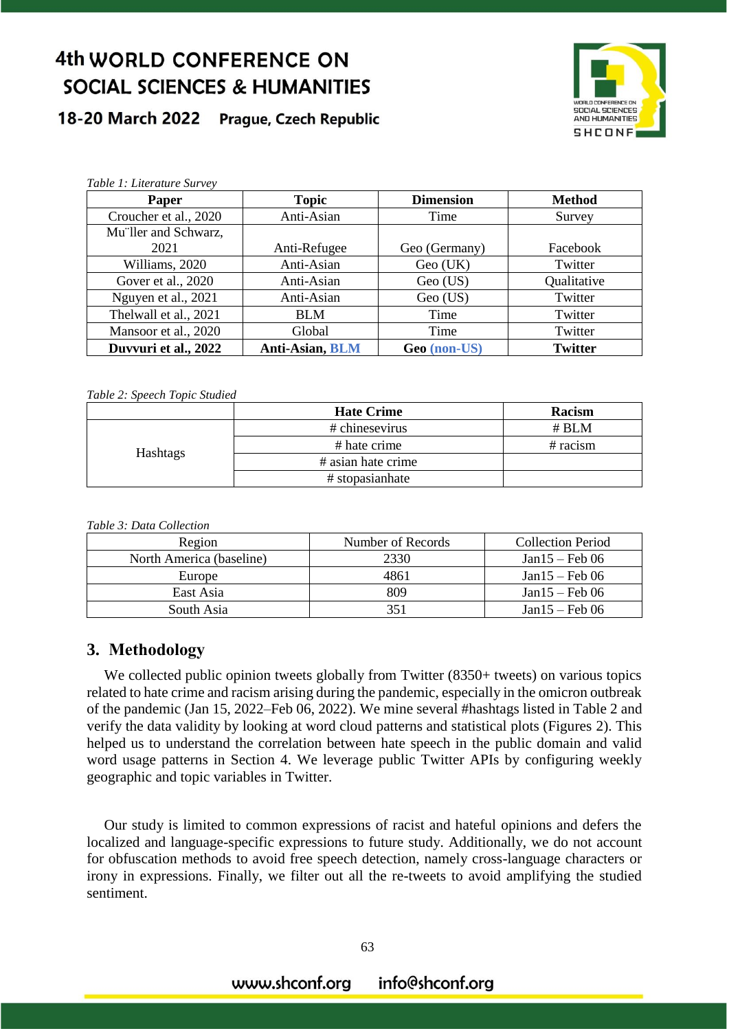*Table 1: Literature Survey*

| Paper | Topic | Dimension | Method |
|---|---|---|---|
| Croucher et al., 2020 | Anti-Asian | Time | Survey |
| Mu¨ller and Schwarz, 2021 | Anti-Refugee | Geo (Germany) | Facebook |
| Williams, 2020 | Anti-Asian | Geo (UK) | Twitter |
| Gover et al., 2020 | Anti-Asian | Geo (US) | Qualitative |
| Nguyen et al., 2021 | Anti-Asian | Geo (US) | Twitter |
| Thelwall et al., 2021 | BLM | Time | Twitter |
| Mansoor et al., 2020 | Global | Time | Twitter |
| **Duvvuri et al., 2022** | **Anti-Asian, BLM** | **Geo (non-US)** | **Twitter** |

*Table 2: Speech Topic Studied*

| | Hate Crime | Racism |
|---|---|---|
| Hashtags | # chinesevirus | # BLM |
| | # hate crime | # racism |
| | # asian hate crime | |
| | # stopasianhate | |

*Table 3: Data Collection*

| Region | Number of Records | Collection Period |
|---|---|---|
| North America (baseline) | 2330 | Jan15 – Feb 06 |
| Europe | 4861 | Jan15 – Feb 06 |
| East Asia | 809 | Jan15 – Feb 06 |
| South Asia | 351 | Jan15 – Feb 06 |

## 3. Methodology

We collected public opinion tweets globally from Twitter (8350+ tweets) on various topics related to hate crime and racism arising during the pandemic, especially in the omicron outbreak of the pandemic (Jan 15, 2022–Feb 06, 2022). We mine several #hashtags listed in Table 2 and verify the data validity by looking at word cloud patterns and statistical plots (Figures 2). This helped us to understand the correlation between hate speech in the public domain and valid word usage patterns in Section 4. We leverage public Twitter APIs by configuring weekly geographic and topic variables in Twitter.

Our study is limited to common expressions of racist and hateful opinions and defers the localized and language-specific expressions to future study. Additionally, we do not account for obfuscation methods to avoid free speech detection, namely cross-language characters or irony in expressions. Finally, we filter out all the re-tweets to avoid amplifying the studied sentiment.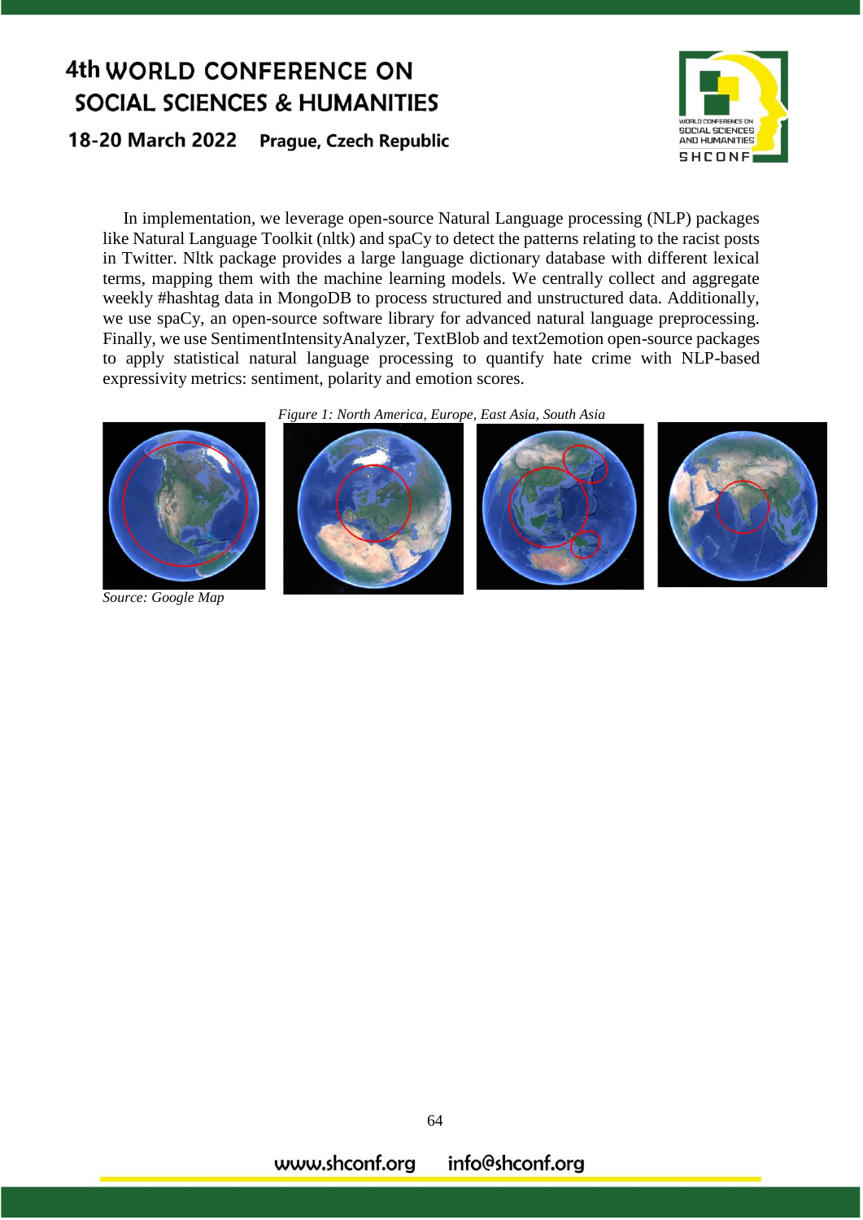In implementation, we leverage open-source Natural Language processing (NLP) packages like Natural Language Toolkit (nltk) and spaCy to detect the patterns relating to the racist posts in Twitter. Nltk package provides a large language dictionary database with different lexical terms, mapping them with the machine learning models. We centrally collect and aggregate weekly #hashtag data in MongoDB to process structured and unstructured data. Additionally, we use spaCy, an open-source software library for advanced natural language preprocessing. Finally, we use SentimentIntensityAnalyzer, TextBlob and text2emotion open-source packages to apply statistical natural language processing to quantify hate crime with NLP-based expressivity metrics: sentiment, polarity and emotion scores.

*Figure 1: North America, Europe, East Asia, South Asia*

*Source: Google Map*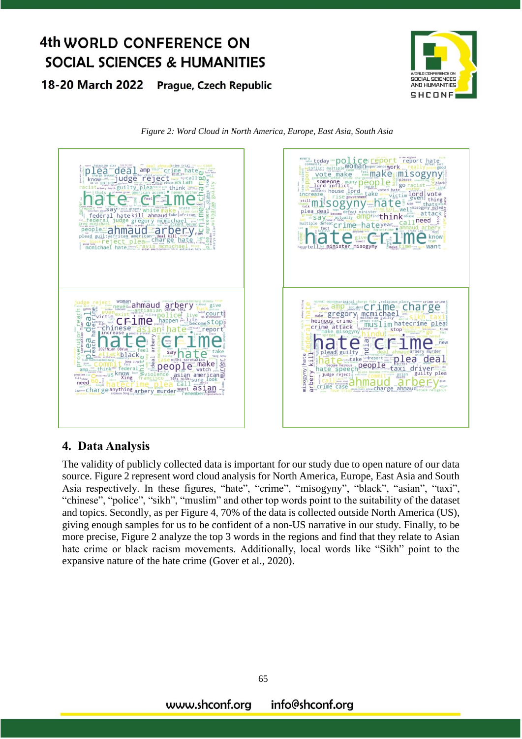*Figure 2: Word Cloud in North America, Europe, East Asia, South Asia*

## 4. Data Analysis

The validity of publicly collected data is important for our study due to open nature of our data source. Figure 2 represent word cloud analysis for North America, Europe, East Asia and South Asia respectively. In these figures, "hate", "crime", "misogyny", "black", "asian", "taxi", "chinese", "police", "sikh", "muslim" and other top words point to the suitability of the dataset and topics. Secondly, as per Figure 4, 70% of the data is collected outside North America (US), giving enough samples for us to be confident of a non-US narrative in our study. Finally, to be more precise, Figure 2 analyze the top 3 words in the regions and find that they relate to Asian hate crime or black racism movements. Additionally, local words like "Sikh" point to the expansive nature of the hate crime (Gover et al., 2020).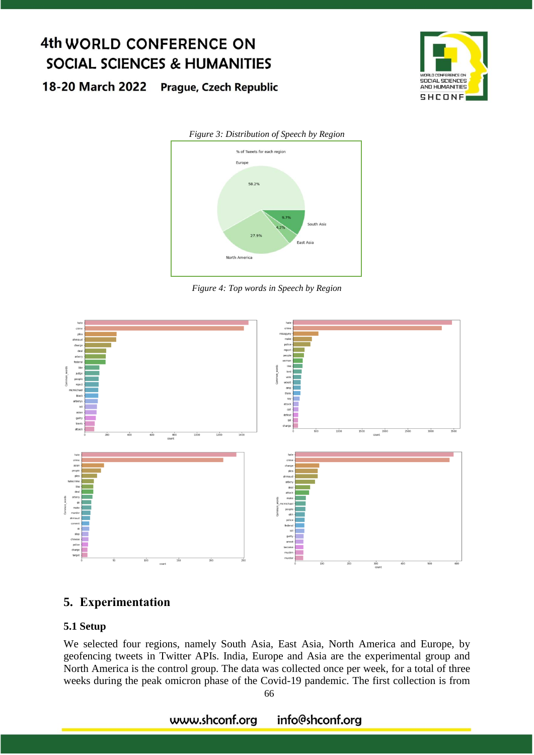*Figure 3: Distribution of Speech by Region*

*Figure 4: Top words in Speech by Region*

## 5. Experimentation

### 5.1 Setup

We selected four regions, namely South Asia, East Asia, North America and Europe, by geofencing tweets in Twitter APIs. India, Europe and Asia are the experimental group and North America is the control group. The data was collected once per week, for a total of three weeks during the peak omicron phase of the Covid-19 pandemic. The first collection is from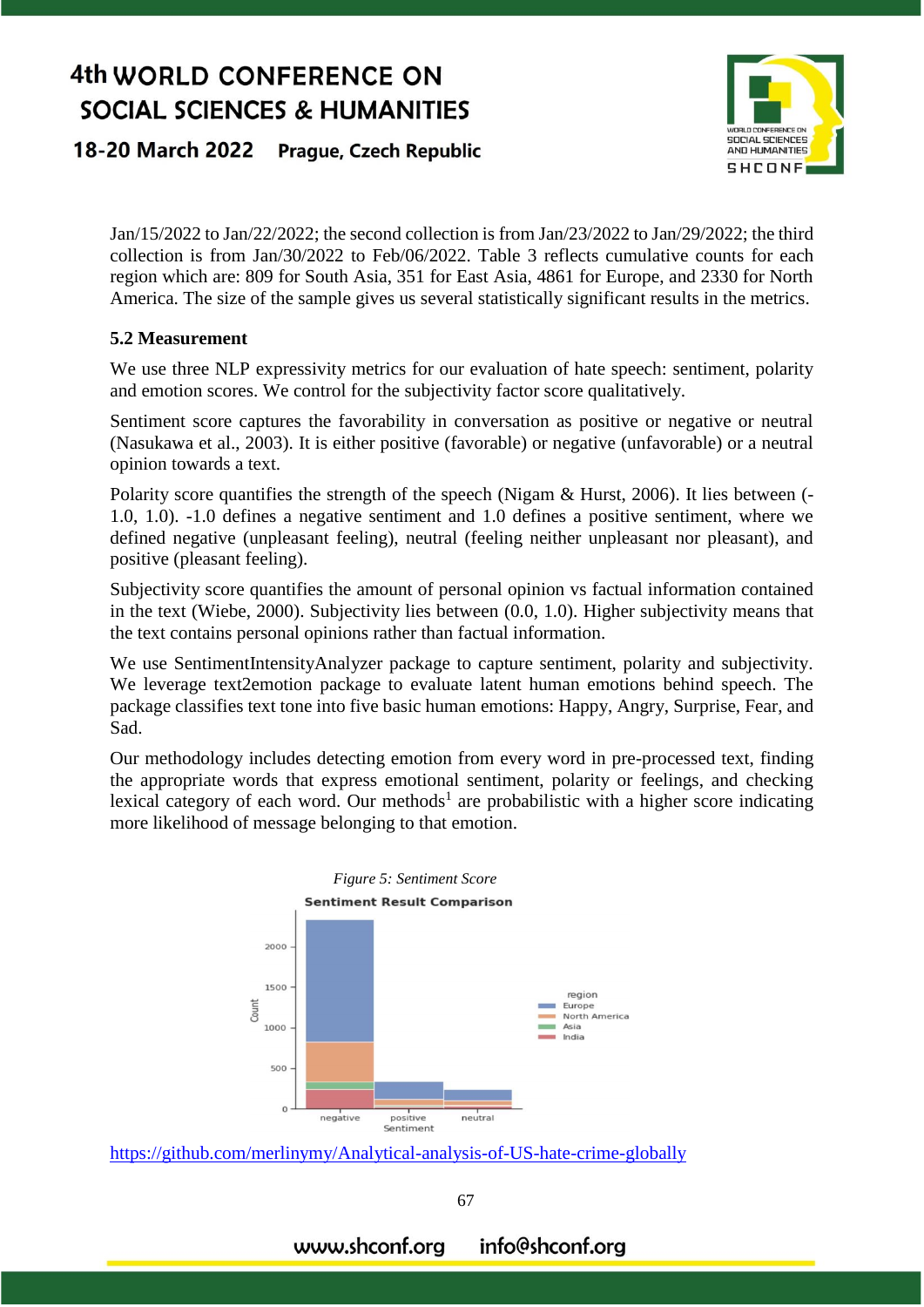Jan/15/2022 to Jan/22/2022; the second collection is from Jan/23/2022 to Jan/29/2022; the third collection is from Jan/30/2022 to Feb/06/2022. Table 3 reflects cumulative counts for each region which are: 809 for South Asia, 351 for East Asia, 4861 for Europe, and 2330 for North America. The size of the sample gives us several statistically significant results in the metrics.

### 5.2 Measurement

We use three NLP expressivity metrics for our evaluation of hate speech: sentiment, polarity and emotion scores. We control for the subjectivity factor score qualitatively.

Sentiment score captures the favorability in conversation as positive or negative or neutral (Nasukawa et al., 2003). It is either positive (favorable) or negative (unfavorable) or a neutral opinion towards a text.

Polarity score quantifies the strength of the speech (Nigam & Hurst, 2006). It lies between (-1.0, 1.0). -1.0 defines a negative sentiment and 1.0 defines a positive sentiment, where we defined negative (unpleasant feeling), neutral (feeling neither unpleasant nor pleasant), and positive (pleasant feeling).

Subjectivity score quantifies the amount of personal opinion vs factual information contained in the text (Wiebe, 2000). Subjectivity lies between (0.0, 1.0). Higher subjectivity means that the text contains personal opinions rather than factual information.

We use SentimentIntensityAnalyzer package to capture sentiment, polarity and subjectivity. We leverage text2emotion package to evaluate latent human emotions behind speech. The package classifies text tone into five basic human emotions: Happy, Angry, Surprise, Fear, and Sad.

Our methodology includes detecting emotion from every word in pre-processed text, finding the appropriate words that express emotional sentiment, polarity or feelings, and checking lexical category of each word. Our methods[1] are probabilistic with a higher score indicating more likelihood of message belonging to that emotion.

*Figure 5: Sentiment Score*

[1] https://github.com/merlinymy/Analytical-analysis-of-US-hate-crime-globally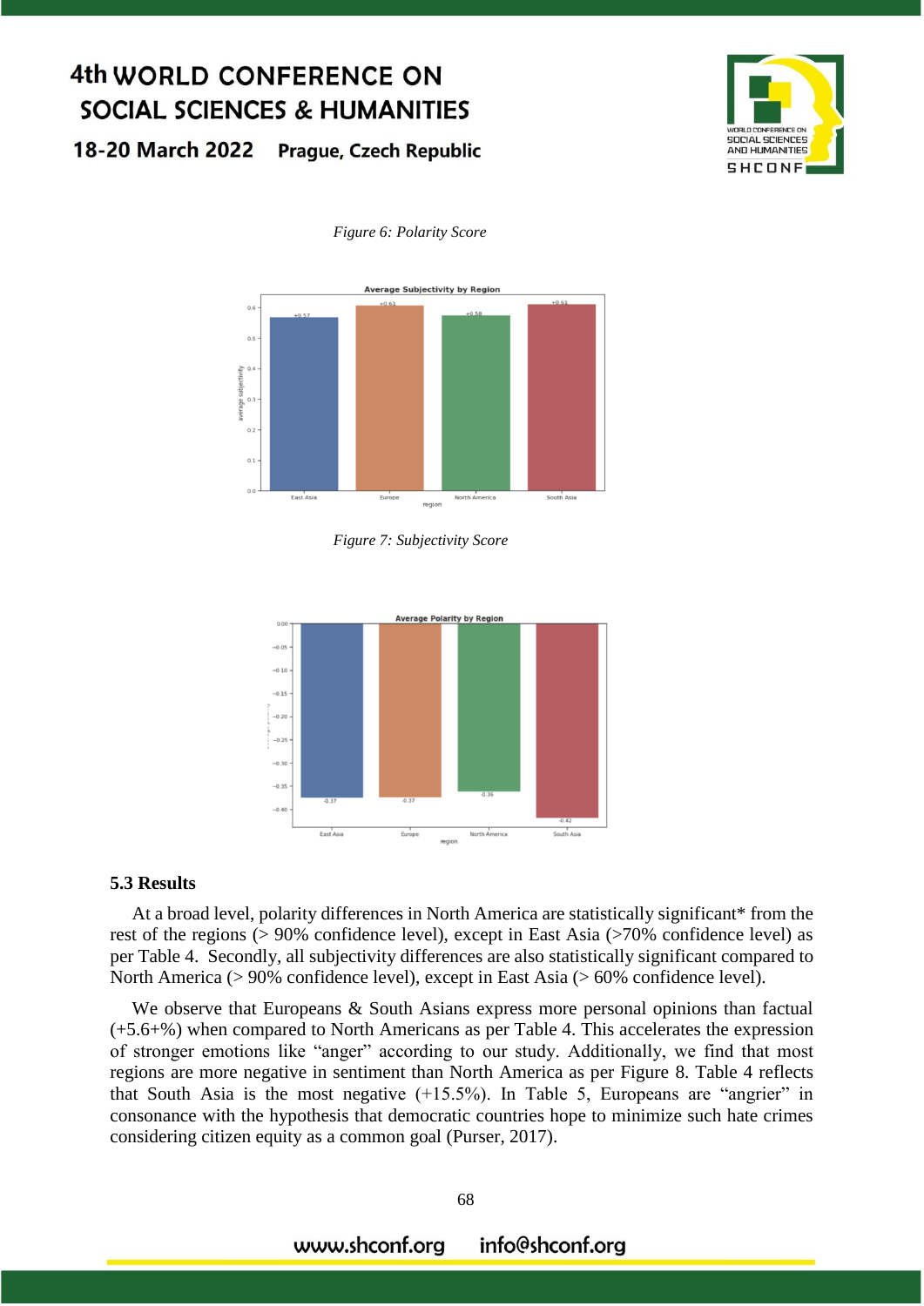*Figure 6: Polarity Score*

*Figure 7: Subjectivity Score*

### 5.3 Results

At a broad level, polarity differences in North America are statistically significant* from the rest of the regions (> 90% confidence level), except in East Asia (>70% confidence level) as per Table 4. Secondly, all subjectivity differences are also statistically significant compared to North America (> 90% confidence level), except in East Asia (> 60% confidence level).

We observe that Europeans & South Asians express more personal opinions than factual (+5.6+%) when compared to North Americans as per Table 4. This accelerates the expression of stronger emotions like "anger" according to our study. Additionally, we find that most regions are more negative in sentiment than North America as per Figure 8. Table 4 reflects that South Asia is the most negative (+15.5%). In Table 5, Europeans are "angrier" in consonance with the hypothesis that democratic countries hope to minimize such hate crimes considering citizen equity as a common goal (Purser, 2017).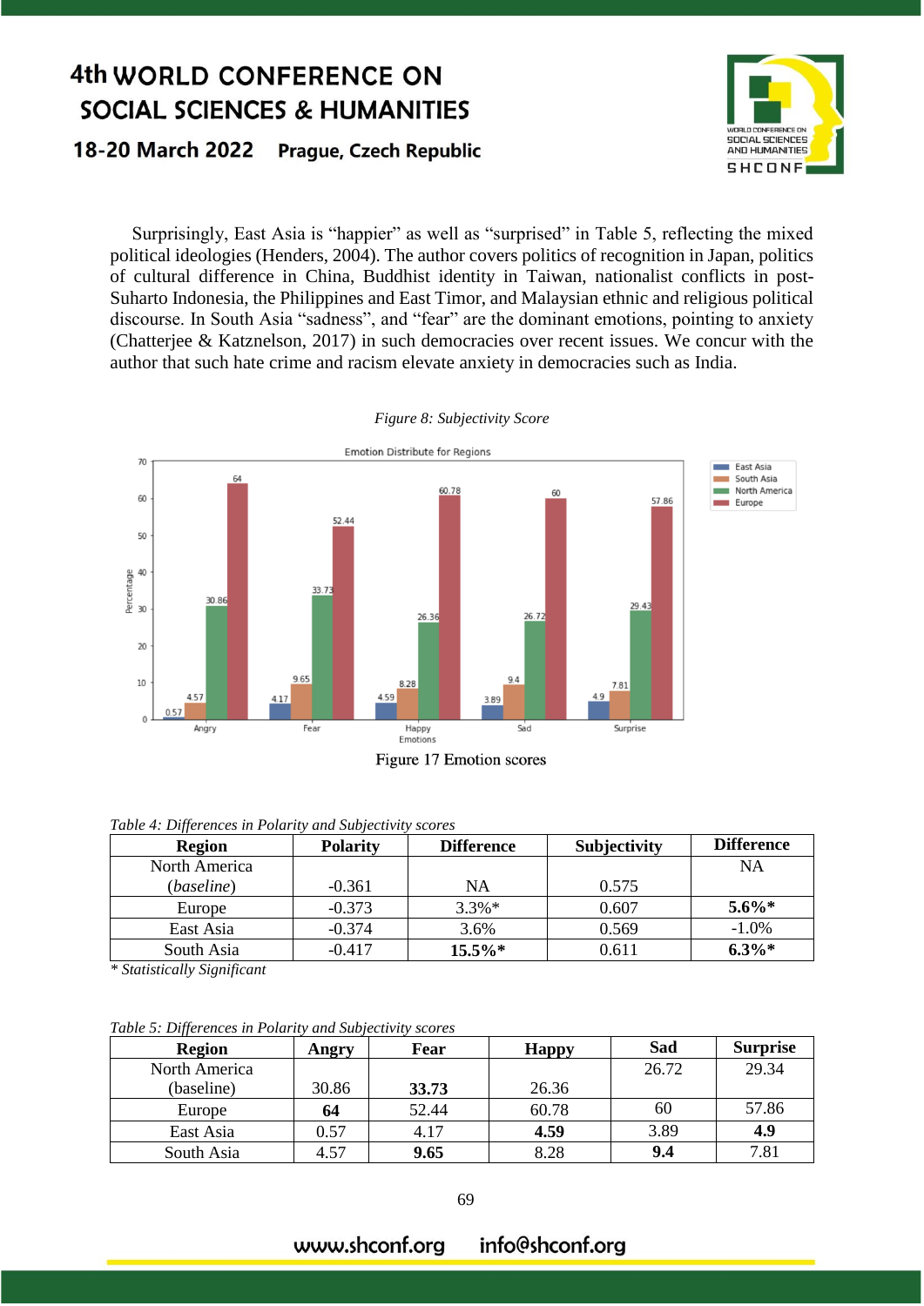Surprisingly, East Asia is "happier" as well as "surprised" in Table 5, reflecting the mixed political ideologies (Henders, 2004). The author covers politics of recognition in Japan, politics of cultural difference in China, Buddhist identity in Taiwan, nationalist conflicts in post-Suharto Indonesia, the Philippines and East Timor, and Malaysian ethnic and religious political discourse. In South Asia "sadness", and "fear" are the dominant emotions, pointing to anxiety (Chatterjee & Katznelson, 2017) in such democracies over recent issues. We concur with the author that such hate crime and racism elevate anxiety in democracies such as India.

*Figure 8: Subjectivity Score*

Figure 17 Emotion scores

*Table 4: Differences in Polarity and Subjectivity scores*

| Region | Polarity | Difference | Subjectivity | Difference |
|---|---|---|---|---|
| North America (*baseline*) | -0.361 | NA | 0.575 | NA |
| Europe | -0.373 | 3.3%* | 0.607 | **5.6%*** |
| East Asia | -0.374 | 3.6% | 0.569 | -1.0% |
| South Asia | -0.417 | **15.5%*** | 0.611 | **6.3%*** |

*\* Statistically Significant*

*Table 5: Differences in Polarity and Subjectivity scores*

| Region | Angry | Fear | Happy | Sad | Surprise |
|---|---|---|---|---|---|
| North America (baseline) | 30.86 | **33.73** | 26.36 | 26.72 | 29.34 |
| Europe | **64** | 52.44 | 60.78 | 60 | 57.86 |
| East Asia | 0.57 | 4.17 | **4.59** | 3.89 | **4.9** |
| South Asia | 4.57 | **9.65** | 8.28 | **9.4** | 7.81 |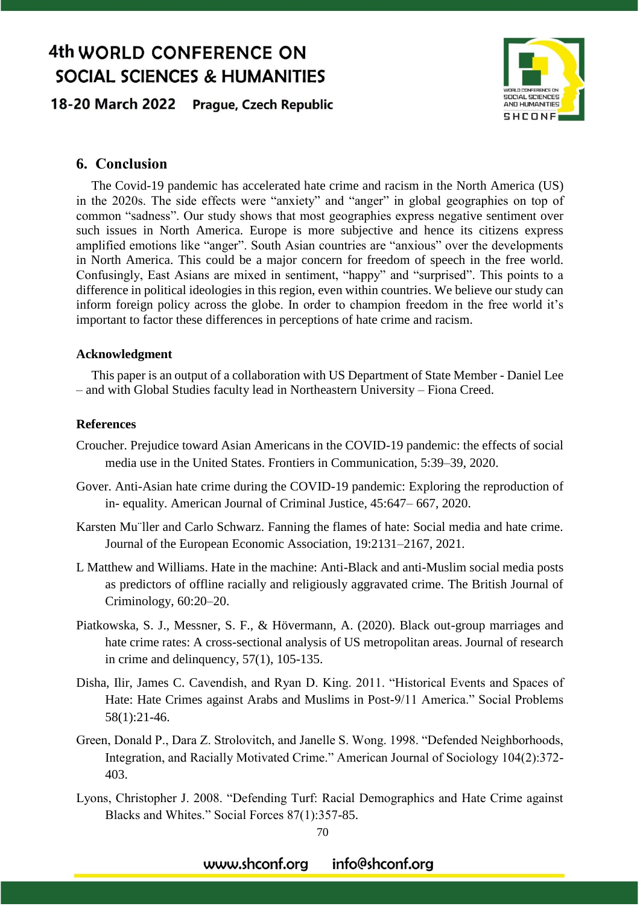## 6. Conclusion

The Covid-19 pandemic has accelerated hate crime and racism in the North America (US) in the 2020s. The side effects were “anxiety” and “anger” in global geographies on top of common “sadness”. Our study shows that most geographies express negative sentiment over such issues in North America. Europe is more subjective and hence its citizens express amplified emotions like “anger”. South Asian countries are “anxious” over the developments in North America. This could be a major concern for freedom of speech in the free world. Confusingly, East Asians are mixed in sentiment, “happy” and “surprised”. This points to a difference in political ideologies in this region, even within countries. We believe our study can inform foreign policy across the globe. In order to champion freedom in the free world it’s important to factor these differences in perceptions of hate crime and racism.

### Acknowledgment

This paper is an output of a collaboration with US Department of State Member - Daniel Lee – and with Global Studies faculty lead in Northeastern University – Fiona Creed.

### References

Croucher. Prejudice toward Asian Americans in the COVID-19 pandemic: the effects of social media use in the United States. Frontiers in Communication, 5:39–39, 2020.

Gover. Anti-Asian hate crime during the COVID-19 pandemic: Exploring the reproduction of in- equality. American Journal of Criminal Justice, 45:647– 667, 2020.

Karsten Mu¨ller and Carlo Schwarz. Fanning the flames of hate: Social media and hate crime. Journal of the European Economic Association, 19:2131–2167, 2021.

L Matthew and Williams. Hate in the machine: Anti-Black and anti-Muslim social media posts as predictors of offline racially and religiously aggravated crime. The British Journal of Criminology, 60:20–20.

Piatkowska, S. J., Messner, S. F., & Hövermann, A. (2020). Black out-group marriages and hate crime rates: A cross-sectional analysis of US metropolitan areas. Journal of research in crime and delinquency, 57(1), 105-135.

Disha, Ilir, James C. Cavendish, and Ryan D. King. 2011. “Historical Events and Spaces of Hate: Hate Crimes against Arabs and Muslims in Post-9/11 America.” Social Problems 58(1):21-46.

Green, Donald P., Dara Z. Strolovitch, and Janelle S. Wong. 1998. “Defended Neighborhoods, Integration, and Racially Motivated Crime.” American Journal of Sociology 104(2):372-403.

Lyons, Christopher J. 2008. “Defending Turf: Racial Demographics and Hate Crime against Blacks and Whites.” Social Forces 87(1):357-85.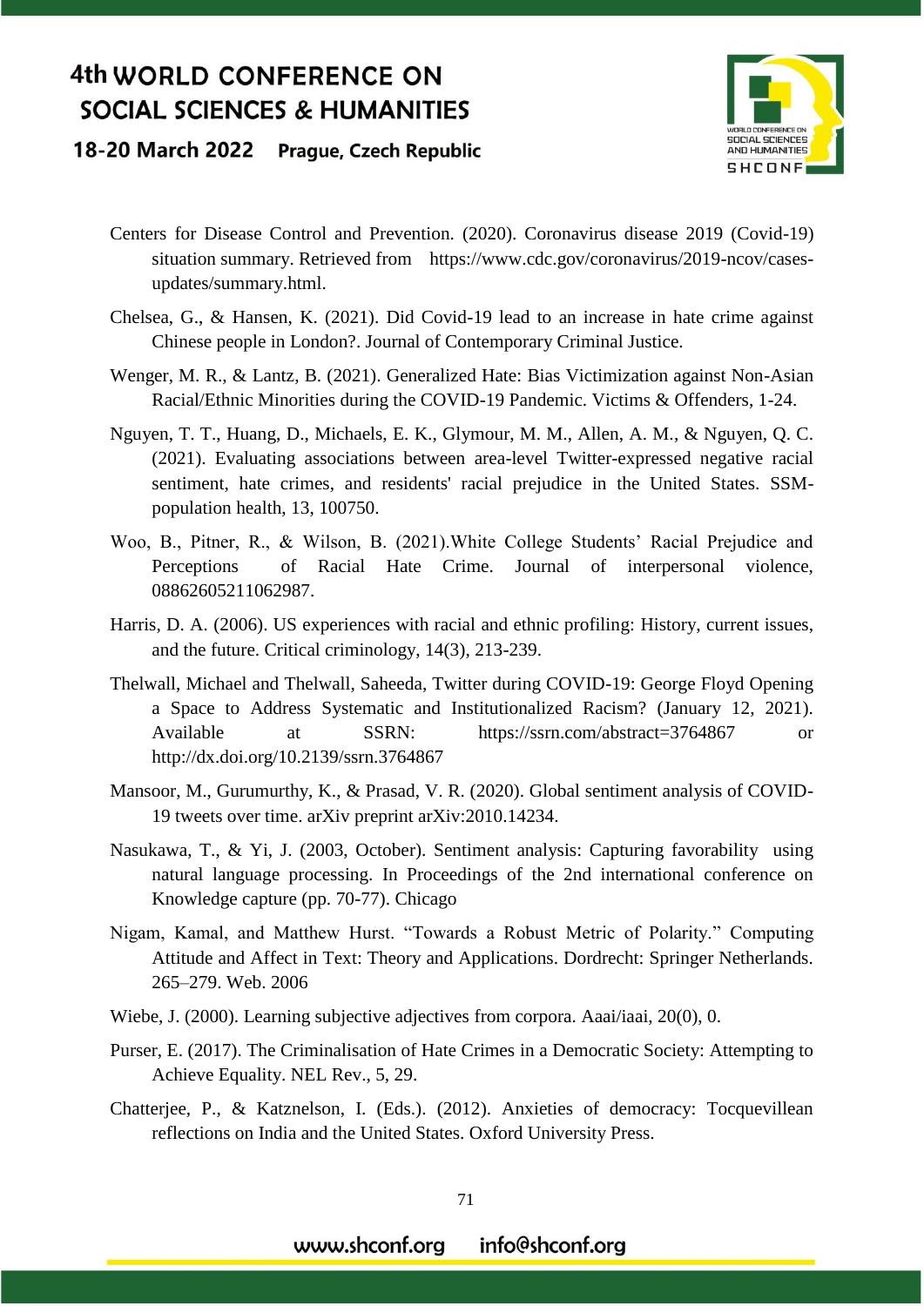Centers for Disease Control and Prevention. (2020). Coronavirus disease 2019 (Covid-19) situation summary. Retrieved from https://www.cdc.gov/coronavirus/2019-ncov/cases-updates/summary.html.

Chelsea, G., & Hansen, K. (2021). Did Covid-19 lead to an increase in hate crime against Chinese people in London?. Journal of Contemporary Criminal Justice.

Wenger, M. R., & Lantz, B. (2021). Generalized Hate: Bias Victimization against Non-Asian Racial/Ethnic Minorities during the COVID-19 Pandemic. Victims & Offenders, 1-24.

Nguyen, T. T., Huang, D., Michaels, E. K., Glymour, M. M., Allen, A. M., & Nguyen, Q. C. (2021). Evaluating associations between area-level Twitter-expressed negative racial sentiment, hate crimes, and residents' racial prejudice in the United States. SSM-population health, 13, 100750.

Woo, B., Pitner, R., & Wilson, B. (2021).White College Students' Racial Prejudice and Perceptions of Racial Hate Crime. Journal of interpersonal violence, 08862605211062987.

Harris, D. A. (2006). US experiences with racial and ethnic profiling: History, current issues, and the future. Critical criminology, 14(3), 213-239.

Thelwall, Michael and Thelwall, Saheeda, Twitter during COVID-19: George Floyd Opening a Space to Address Systematic and Institutionalized Racism? (January 12, 2021). Available at SSRN: https://ssrn.com/abstract=3764867 or http://dx.doi.org/10.2139/ssrn.3764867

Mansoor, M., Gurumurthy, K., & Prasad, V. R. (2020). Global sentiment analysis of COVID-19 tweets over time. arXiv preprint arXiv:2010.14234.

Nasukawa, T., & Yi, J. (2003, October). Sentiment analysis: Capturing favorability using natural language processing. In Proceedings of the 2nd international conference on Knowledge capture (pp. 70-77). Chicago

Nigam, Kamal, and Matthew Hurst. "Towards a Robust Metric of Polarity." Computing Attitude and Affect in Text: Theory and Applications. Dordrecht: Springer Netherlands. 265–279. Web. 2006

Wiebe, J. (2000). Learning subjective adjectives from corpora. Aaai/iaai, 20(0), 0.

Purser, E. (2017). The Criminalisation of Hate Crimes in a Democratic Society: Attempting to Achieve Equality. NEL Rev., 5, 29.

Chatterjee, P., & Katznelson, I. (Eds.). (2012). Anxieties of democracy: Tocquevillean reflections on India and the United States. Oxford University Press.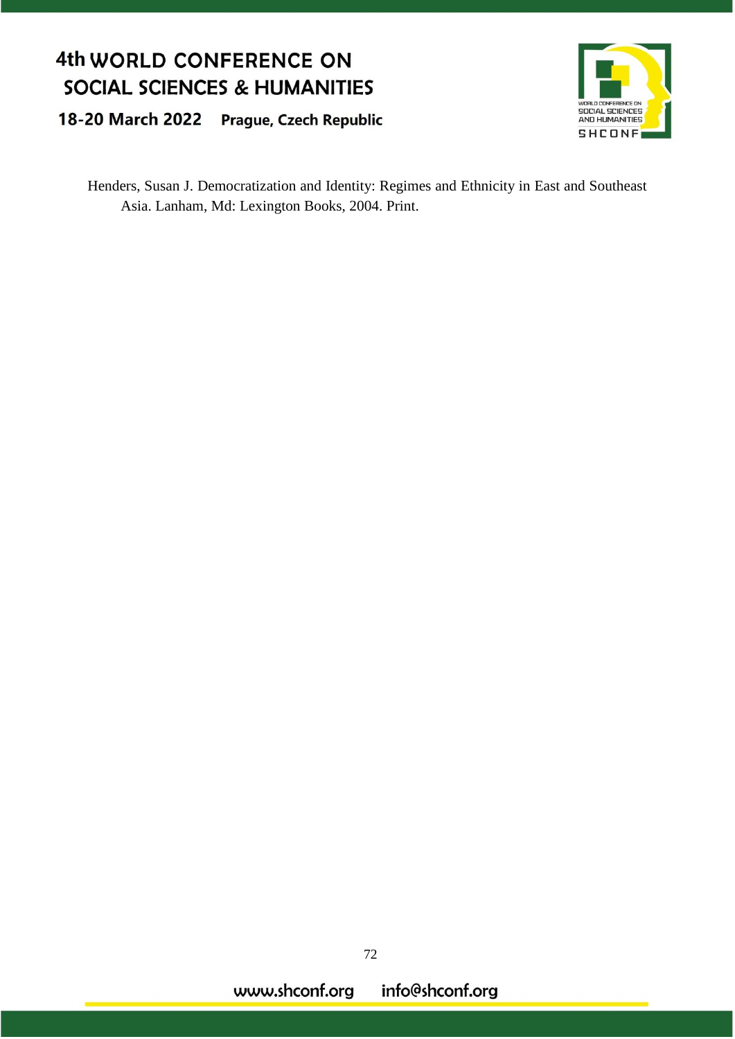Henders, Susan J. Democratization and Identity: Regimes and Ethnicity in East and Southeast Asia. Lanham, Md: Lexington Books, 2004. Print.